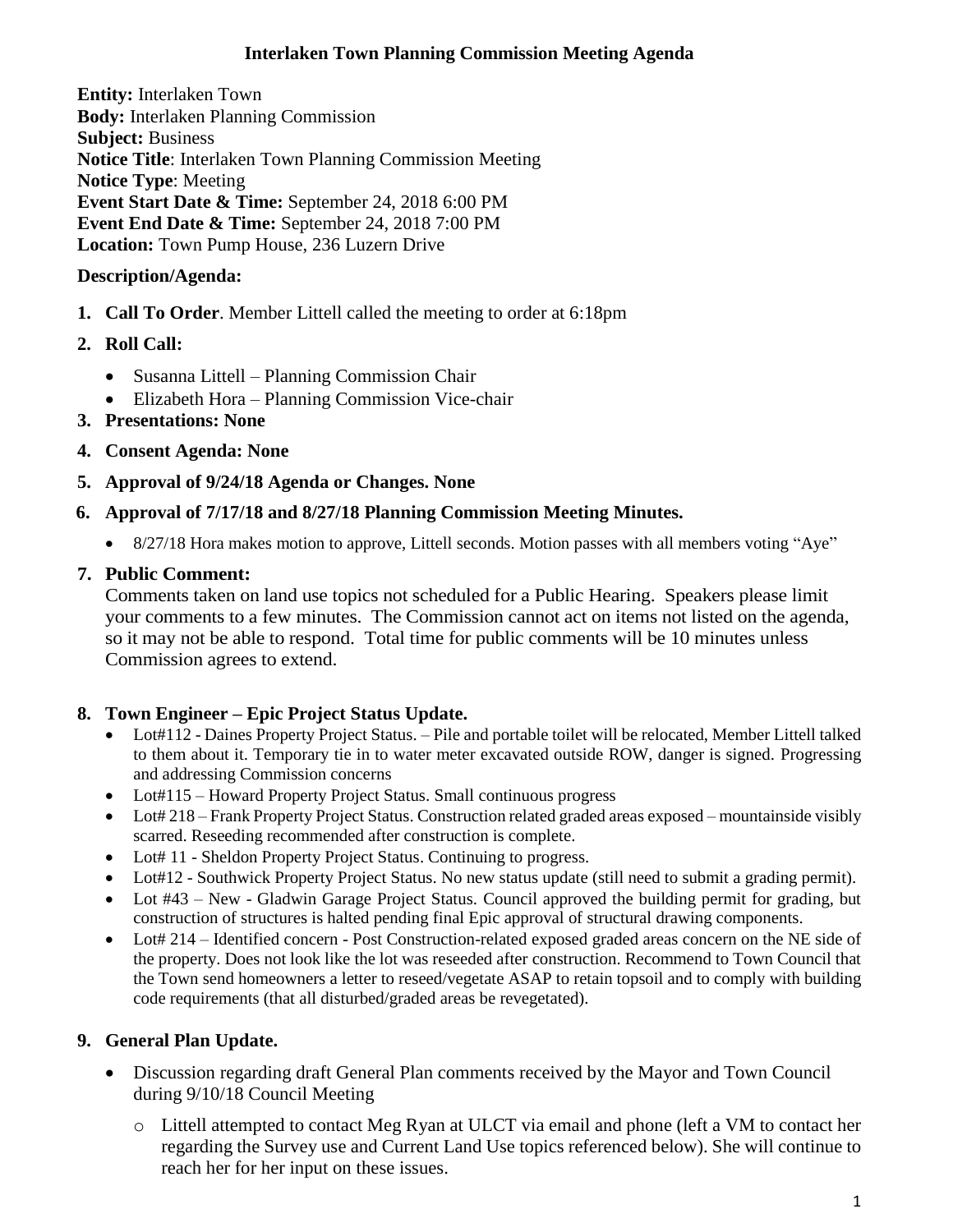# Interlaken Town Planning Commission Meeting Agenda

**Entity:** Interlaken Town
**Body:** Interlaken Planning Commission
**Subject:** Business
**Notice Title**: Interlaken Town Planning Commission Meeting
**Notice Type**: Meeting
**Event Start Date & Time:** September 24, 2018 6:00 PM
**Event End Date & Time:** September 24, 2018 7:00 PM
**Location:** Town Pump House, 236 Luzern Drive

**Description/Agenda:**

1. **Call To Order**. Member Littell called the meeting to order at 6:18pm
2. **Roll Call:**
   - Susanna Littell – Planning Commission Chair
   - Elizabeth Hora – Planning Commission Vice-chair
3. **Presentations: None**
4. **Consent Agenda: None**
5. **Approval of 9/24/18 Agenda or Changes. None**
6. **Approval of 7/17/18 and 8/27/18 Planning Commission Meeting Minutes.**
   - 8/27/18 Hora makes motion to approve, Littell seconds. Motion passes with all members voting "Aye"
7. **Public Comment:**
   Comments taken on land use topics not scheduled for a Public Hearing. Speakers please limit your comments to a few minutes. The Commission cannot act on items not listed on the agenda, so it may not be able to respond. Total time for public comments will be 10 minutes unless Commission agrees to extend.

8. **Town Engineer – Epic Project Status Update.**
   - Lot#112 - Daines Property Project Status. – Pile and portable toilet will be relocated, Member Littell talked to them about it. Temporary tie in to water meter excavated outside ROW, danger is signed. Progressing and addressing Commission concerns
   - Lot#115 – Howard Property Project Status. Small continuous progress
   - Lot# 218 – Frank Property Project Status. Construction related graded areas exposed – mountainside visibly scarred. Reseeding recommended after construction is complete.
   - Lot# 11 - Sheldon Property Project Status. Continuing to progress.
   - Lot#12 - Southwick Property Project Status. No new status update (still need to submit a grading permit).
   - Lot #43 – New - Gladwin Garage Project Status. Council approved the building permit for grading, but construction of structures is halted pending final Epic approval of structural drawing components.
   - Lot# 214 – Identified concern - Post Construction-related exposed graded areas concern on the NE side of the property. Does not look like the lot was reseeded after construction. Recommend to Town Council that the Town send homeowners a letter to reseed/vegetate ASAP to retain topsoil and to comply with building code requirements (that all disturbed/graded areas be revegetated).

9. **General Plan Update.**
   - Discussion regarding draft General Plan comments received by the Mayor and Town Council during 9/10/18 Council Meeting
     - Littell attempted to contact Meg Ryan at ULCT via email and phone (left a VM to contact her regarding the Survey use and Current Land Use topics referenced below). She will continue to reach her for her input on these issues.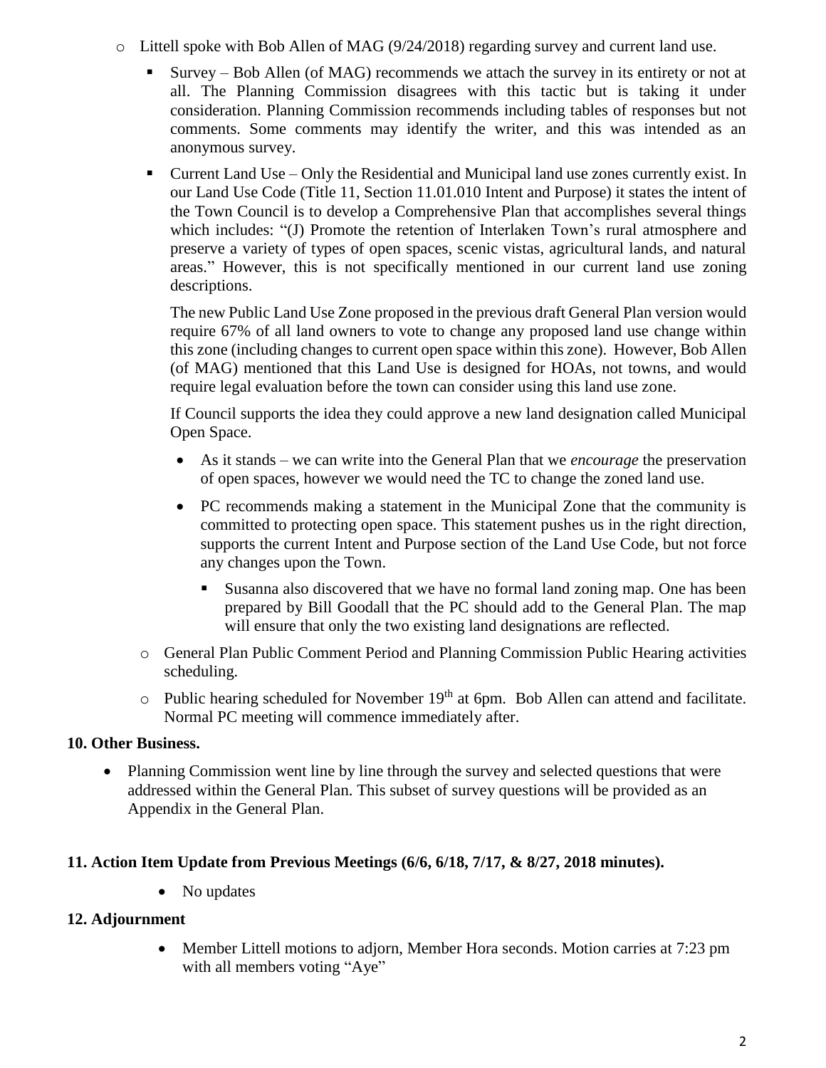- Littell spoke with Bob Allen of MAG (9/24/2018) regarding survey and current land use.
  - Survey – Bob Allen (of MAG) recommends we attach the survey in its entirety or not at all. The Planning Commission disagrees with this tactic but is taking it under consideration. Planning Commission recommends including tables of responses but not comments. Some comments may identify the writer, and this was intended as an anonymous survey.
  - Current Land Use – Only the Residential and Municipal land use zones currently exist. In our Land Use Code (Title 11, Section 11.01.010 Intent and Purpose) it states the intent of the Town Council is to develop a Comprehensive Plan that accomplishes several things which includes: "(J) Promote the retention of Interlaken Town's rural atmosphere and preserve a variety of types of open spaces, scenic vistas, agricultural lands, and natural areas." However, this is not specifically mentioned in our current land use zoning descriptions.

    The new Public Land Use Zone proposed in the previous draft General Plan version would require 67% of all land owners to vote to change any proposed land use change within this zone (including changes to current open space within this zone). However, Bob Allen (of MAG) mentioned that this Land Use is designed for HOAs, not towns, and would require legal evaluation before the town can consider using this land use zone.

    If Council supports the idea they could approve a new land designation called Municipal Open Space.

    - As it stands – we can write into the General Plan that we *encourage* the preservation of open spaces, however we would need the TC to change the zoned land use.
    - PC recommends making a statement in the Municipal Zone that the community is committed to protecting open space. This statement pushes us in the right direction, supports the current Intent and Purpose section of the Land Use Code, but not force any changes upon the Town.
      - Susanna also discovered that we have no formal land zoning map. One has been prepared by Bill Goodall that the PC should add to the General Plan. The map will ensure that only the two existing land designations are reflected.
- General Plan Public Comment Period and Planning Commission Public Hearing activities scheduling.
- Public hearing scheduled for November 19th at 6pm. Bob Allen can attend and facilitate. Normal PC meeting will commence immediately after.

**10. Other Business.**

- Planning Commission went line by line through the survey and selected questions that were addressed within the General Plan. This subset of survey questions will be provided as an Appendix in the General Plan.

**11. Action Item Update from Previous Meetings (6/6, 6/18, 7/17, & 8/27, 2018 minutes).**

- No updates

**12. Adjournment**

- Member Littell motions to adjorn, Member Hora seconds. Motion carries at 7:23 pm with all members voting "Aye"